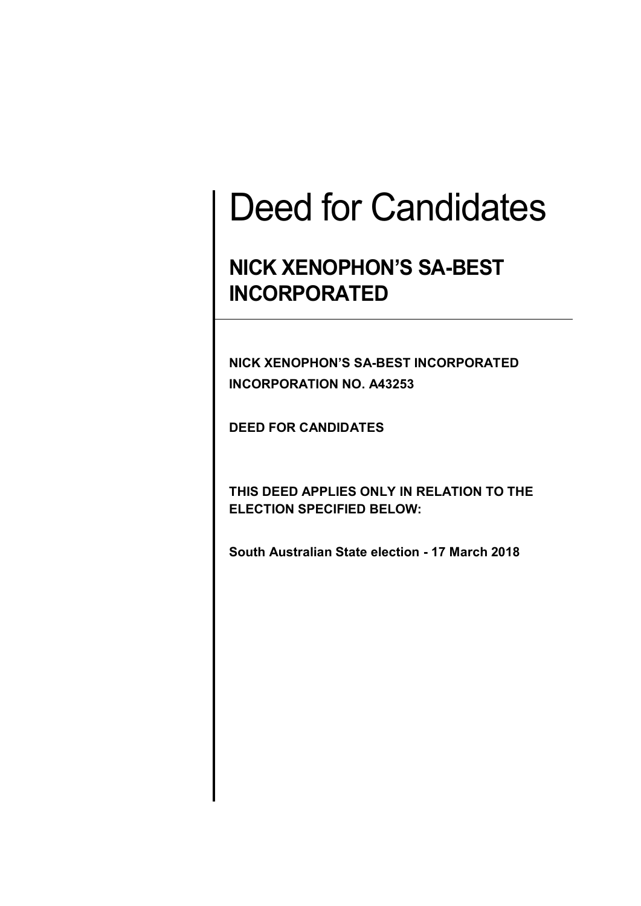# Deed for Candidates

## NICK XENOPHON'S SA-BEST INCORPORATED

**NICK XENOPHON'S SA-BEST INCORPORATED**
**INCORPORATION NO. A43253**

**DEED FOR CANDIDATES**

**THIS DEED APPLIES ONLY IN RELATION TO THE ELECTION SPECIFIED BELOW:**

**South Australian State election - 17 March 2018**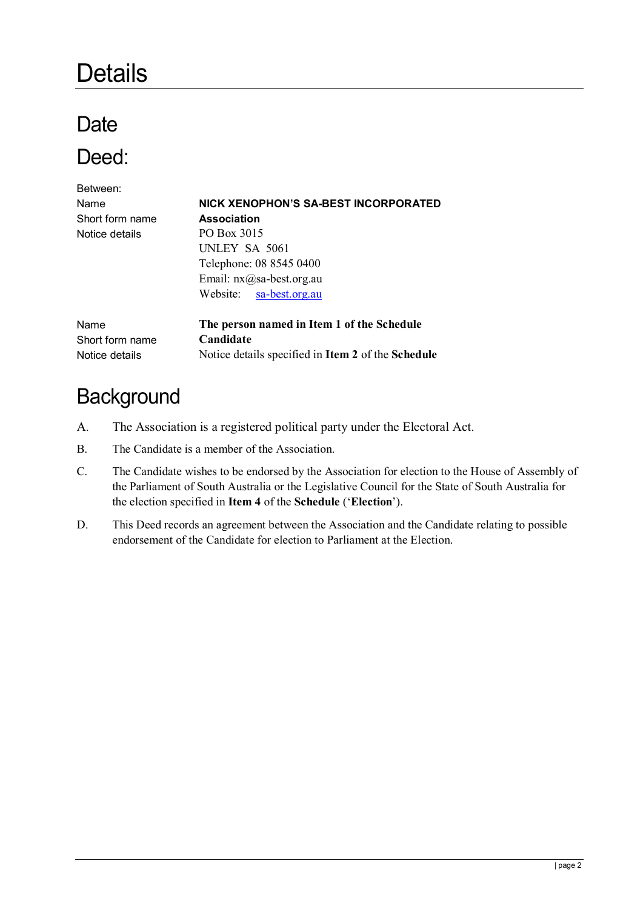# Details

## Date

## Deed:

Between:

| | |
|---|---|
| Name | **NICK XENOPHON'S SA-BEST INCORPORATED** |
| Short form name | **Association** |
| Notice details | PO Box 3015<br>UNLEY SA 5061<br>Telephone: 08 8545 0400<br>Email: nx@sa-best.org.au<br>Website: sa-best.org.au |

| | |
|---|---|
| Name | **The person named in Item 1 of the Schedule** |
| Short form name | **Candidate** |
| Notice details | Notice details specified in **Item 2** of the **Schedule** |

## Background

A. The Association is a registered political party under the Electoral Act.

B. The Candidate is a member of the Association.

C. The Candidate wishes to be endorsed by the Association for election to the House of Assembly of the Parliament of South Australia or the Legislative Council for the State of South Australia for the election specified in **Item 4** of the **Schedule** ('**Election**').

D. This Deed records an agreement between the Association and the Candidate relating to possible endorsement of the Candidate for election to Parliament at the Election.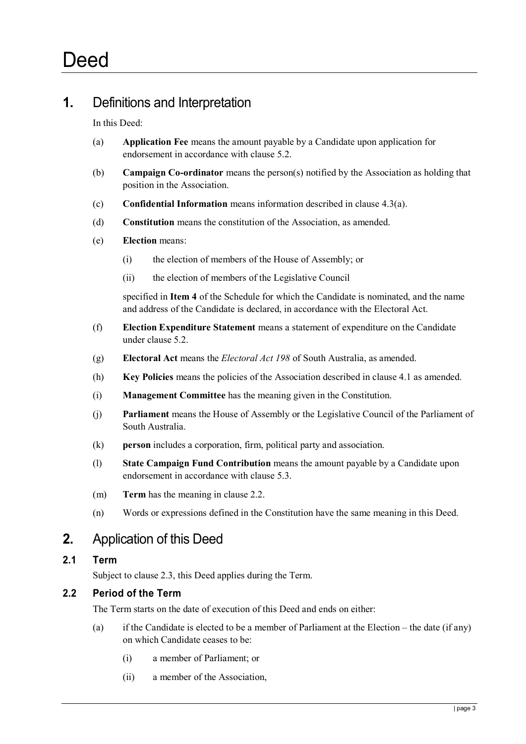# Deed

## 1. Definitions and Interpretation

In this Deed:

(a) **Application Fee** means the amount payable by a Candidate upon application for endorsement in accordance with clause 5.2.

(b) **Campaign Co-ordinator** means the person(s) notified by the Association as holding that position in the Association.

(c) **Confidential Information** means information described in clause 4.3(a).

(d) **Constitution** means the constitution of the Association, as amended.

(e) **Election** means:

  (i) the election of members of the House of Assembly; or

  (ii) the election of members of the Legislative Council

  specified in **Item 4** of the Schedule for which the Candidate is nominated, and the name and address of the Candidate is declared, in accordance with the Electoral Act.

(f) **Election Expenditure Statement** means a statement of expenditure on the Candidate under clause 5.2.

(g) **Electoral Act** means the *Electoral Act 198* of South Australia, as amended.

(h) **Key Policies** means the policies of the Association described in clause 4.1 as amended.

(i) **Management Committee** has the meaning given in the Constitution.

(j) **Parliament** means the House of Assembly or the Legislative Council of the Parliament of South Australia.

(k) **person** includes a corporation, firm, political party and association.

(l) **State Campaign Fund Contribution** means the amount payable by a Candidate upon endorsement in accordance with clause 5.3.

(m) **Term** has the meaning in clause 2.2.

(n) Words or expressions defined in the Constitution have the same meaning in this Deed.

## 2. Application of this Deed

### 2.1 Term

Subject to clause 2.3, this Deed applies during the Term.

### 2.2 Period of the Term

The Term starts on the date of execution of this Deed and ends on either:

(a) if the Candidate is elected to be a member of Parliament at the Election – the date (if any) on which Candidate ceases to be:

  (i) a member of Parliament; or

  (ii) a member of the Association,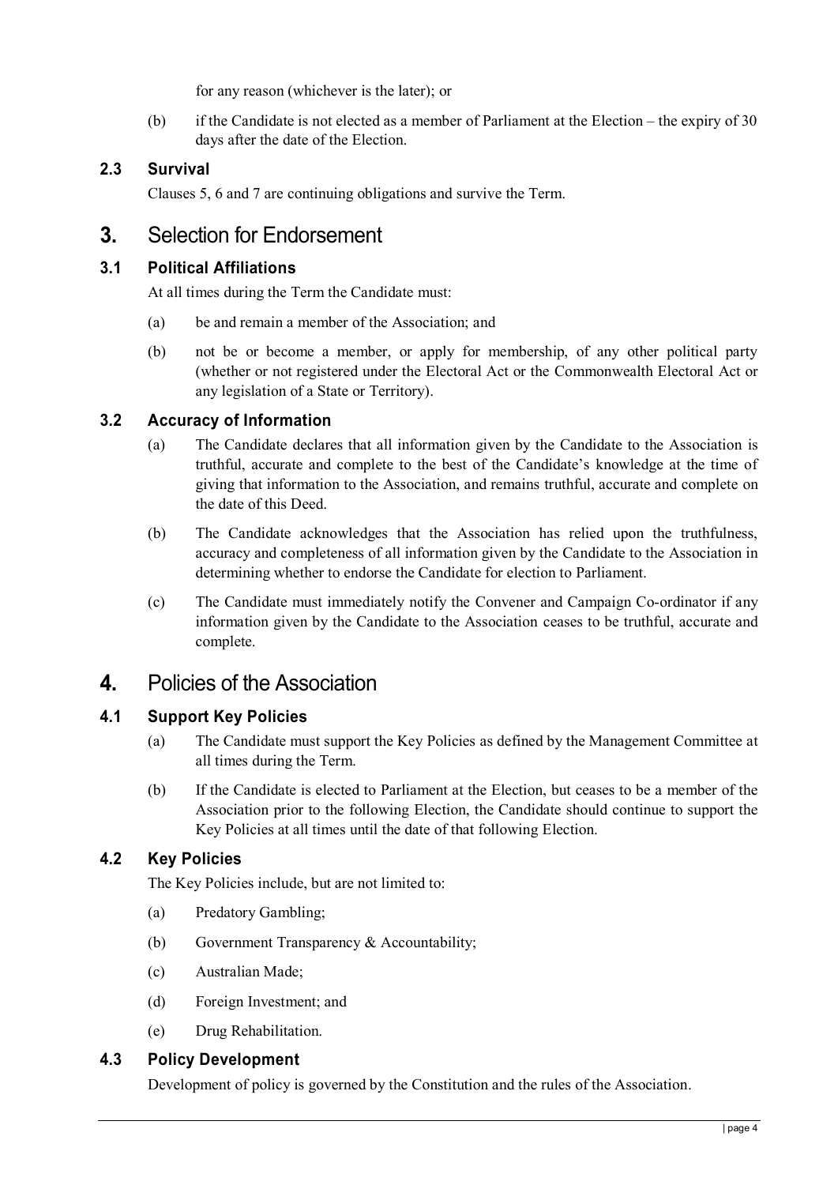for any reason (whichever is the later); or

(b) if the Candidate is not elected as a member of Parliament at the Election – the expiry of 30 days after the date of the Election.

### 2.3 Survival

Clauses 5, 6 and 7 are continuing obligations and survive the Term.

## 3. Selection for Endorsement

### 3.1 Political Affiliations

At all times during the Term the Candidate must:

(a) be and remain a member of the Association; and

(b) not be or become a member, or apply for membership, of any other political party (whether or not registered under the Electoral Act or the Commonwealth Electoral Act or any legislation of a State or Territory).

### 3.2 Accuracy of Information

(a) The Candidate declares that all information given by the Candidate to the Association is truthful, accurate and complete to the best of the Candidate's knowledge at the time of giving that information to the Association, and remains truthful, accurate and complete on the date of this Deed.

(b) The Candidate acknowledges that the Association has relied upon the truthfulness, accuracy and completeness of all information given by the Candidate to the Association in determining whether to endorse the Candidate for election to Parliament.

(c) The Candidate must immediately notify the Convener and Campaign Co-ordinator if any information given by the Candidate to the Association ceases to be truthful, accurate and complete.

## 4. Policies of the Association

### 4.1 Support Key Policies

(a) The Candidate must support the Key Policies as defined by the Management Committee at all times during the Term.

(b) If the Candidate is elected to Parliament at the Election, but ceases to be a member of the Association prior to the following Election, the Candidate should continue to support the Key Policies at all times until the date of that following Election.

### 4.2 Key Policies

The Key Policies include, but are not limited to:

(a) Predatory Gambling;

(b) Government Transparency & Accountability;

(c) Australian Made;

(d) Foreign Investment; and

(e) Drug Rehabilitation.

### 4.3 Policy Development

Development of policy is governed by the Constitution and the rules of the Association.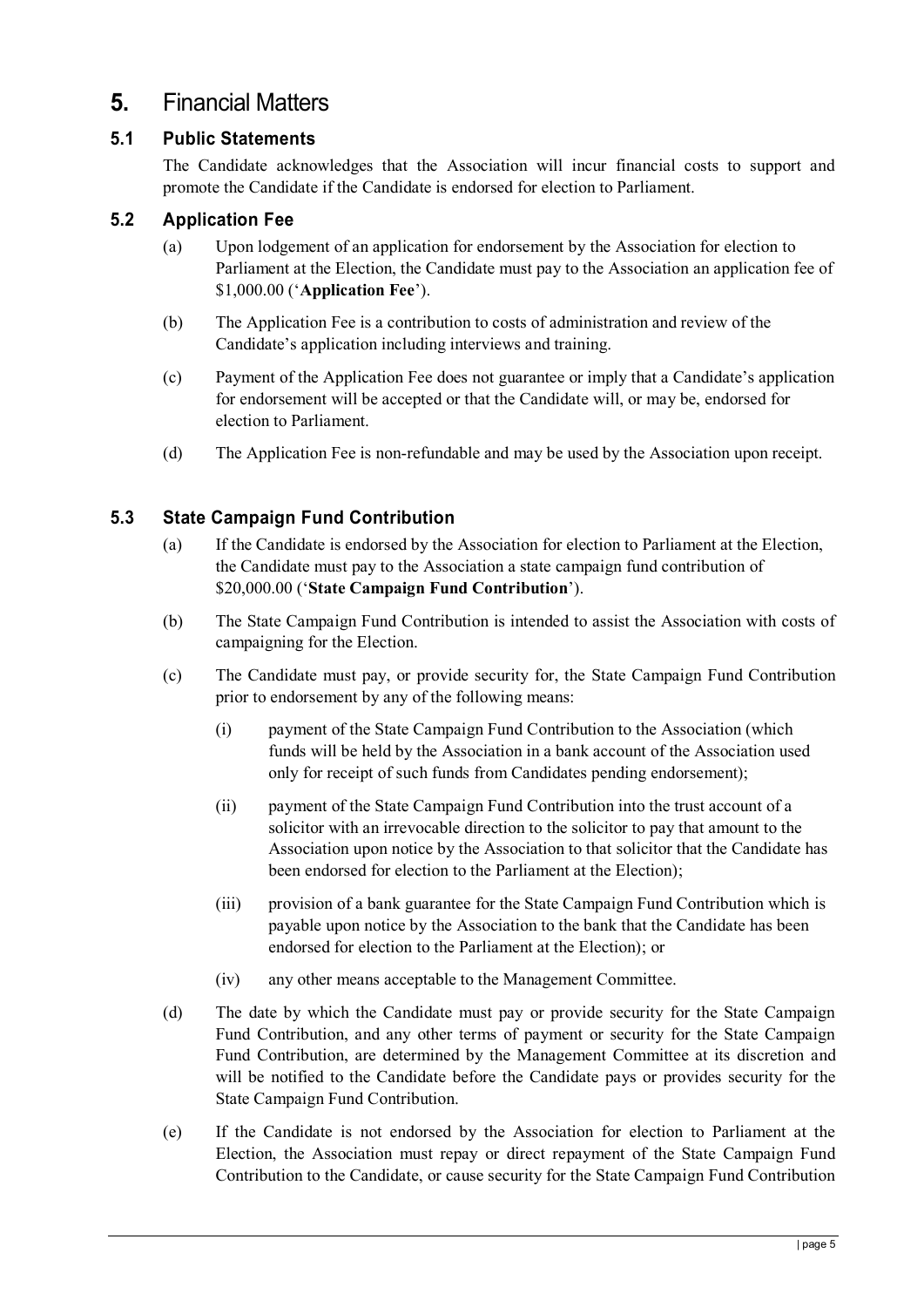# **5.** Financial Matters

## **5.1 Public Statements**

The Candidate acknowledges that the Association will incur financial costs to support and promote the Candidate if the Candidate is endorsed for election to Parliament.

## **5.2 Application Fee**

(a) Upon lodgement of an application for endorsement by the Association for election to Parliament at the Election, the Candidate must pay to the Association an application fee of $1,000.00 ('**Application Fee**').

(b) The Application Fee is a contribution to costs of administration and review of the Candidate's application including interviews and training.

(c) Payment of the Application Fee does not guarantee or imply that a Candidate's application for endorsement will be accepted or that the Candidate will, or may be, endorsed for election to Parliament.

(d) The Application Fee is non-refundable and may be used by the Association upon receipt.

## **5.3 State Campaign Fund Contribution**

(a) If the Candidate is endorsed by the Association for election to Parliament at the Election, the Candidate must pay to the Association a state campaign fund contribution of $20,000.00 ('**State Campaign Fund Contribution**').

(b) The State Campaign Fund Contribution is intended to assist the Association with costs of campaigning for the Election.

(c) The Candidate must pay, or provide security for, the State Campaign Fund Contribution prior to endorsement by any of the following means:

(i) payment of the State Campaign Fund Contribution to the Association (which funds will be held by the Association in a bank account of the Association used only for receipt of such funds from Candidates pending endorsement);

(ii) payment of the State Campaign Fund Contribution into the trust account of a solicitor with an irrevocable direction to the solicitor to pay that amount to the Association upon notice by the Association to that solicitor that the Candidate has been endorsed for election to the Parliament at the Election);

(iii) provision of a bank guarantee for the State Campaign Fund Contribution which is payable upon notice by the Association to the bank that the Candidate has been endorsed for election to the Parliament at the Election); or

(iv) any other means acceptable to the Management Committee.

(d) The date by which the Candidate must pay or provide security for the State Campaign Fund Contribution, and any other terms of payment or security for the State Campaign Fund Contribution, are determined by the Management Committee at its discretion and will be notified to the Candidate before the Candidate pays or provides security for the State Campaign Fund Contribution.

(e) If the Candidate is not endorsed by the Association for election to Parliament at the Election, the Association must repay or direct repayment of the State Campaign Fund Contribution to the Candidate, or cause security for the State Campaign Fund Contribution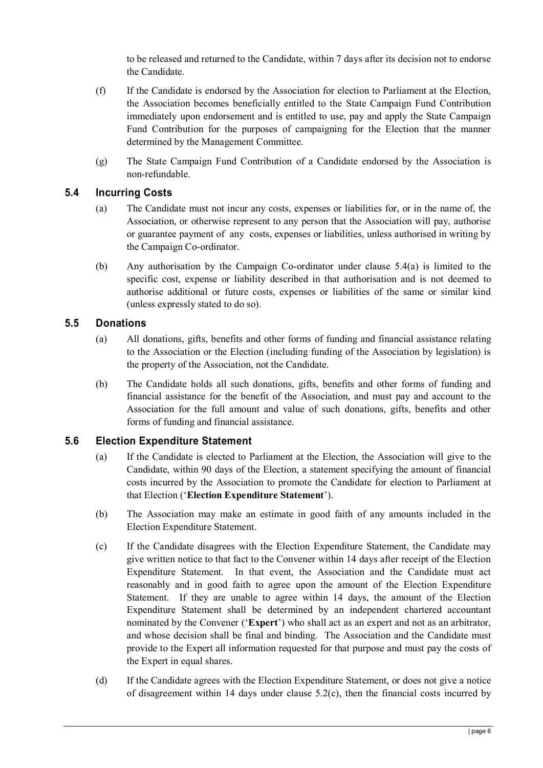to be released and returned to the Candidate, within 7 days after its decision not to endorse the Candidate.

(f) If the Candidate is endorsed by the Association for election to Parliament at the Election, the Association becomes beneficially entitled to the State Campaign Fund Contribution immediately upon endorsement and is entitled to use, pay and apply the State Campaign Fund Contribution for the purposes of campaigning for the Election that the manner determined by the Management Committee.

(g) The State Campaign Fund Contribution of a Candidate endorsed by the Association is non-refundable.

### 5.4 Incurring Costs

(a) The Candidate must not incur any costs, expenses or liabilities for, or in the name of, the Association, or otherwise represent to any person that the Association will pay, authorise or guarantee payment of any costs, expenses or liabilities, unless authorised in writing by the Campaign Co-ordinator.

(b) Any authorisation by the Campaign Co-ordinator under clause 5.4(a) is limited to the specific cost, expense or liability described in that authorisation and is not deemed to authorise additional or future costs, expenses or liabilities of the same or similar kind (unless expressly stated to do so).

### 5.5 Donations

(a) All donations, gifts, benefits and other forms of funding and financial assistance relating to the Association or the Election (including funding of the Association by legislation) is the property of the Association, not the Candidate.

(b) The Candidate holds all such donations, gifts, benefits and other forms of funding and financial assistance for the benefit of the Association, and must pay and account to the Association for the full amount and value of such donations, gifts, benefits and other forms of funding and financial assistance.

### 5.6 Election Expenditure Statement

(a) If the Candidate is elected to Parliament at the Election, the Association will give to the Candidate, within 90 days of the Election, a statement specifying the amount of financial costs incurred by the Association to promote the Candidate for election to Parliament at that Election ('**Election Expenditure Statement**').

(b) The Association may make an estimate in good faith of any amounts included in the Election Expenditure Statement.

(c) If the Candidate disagrees with the Election Expenditure Statement, the Candidate may give written notice to that fact to the Convener within 14 days after receipt of the Election Expenditure Statement. In that event, the Association and the Candidate must act reasonably and in good faith to agree upon the amount of the Election Expenditure Statement. If they are unable to agree within 14 days, the amount of the Election Expenditure Statement shall be determined by an independent chartered accountant nominated by the Convener ('**Expert**') who shall act as an expert and not as an arbitrator, and whose decision shall be final and binding. The Association and the Candidate must provide to the Expert all information requested for that purpose and must pay the costs of the Expert in equal shares.

(d) If the Candidate agrees with the Election Expenditure Statement, or does not give a notice of disagreement within 14 days under clause 5.2(c), then the financial costs incurred by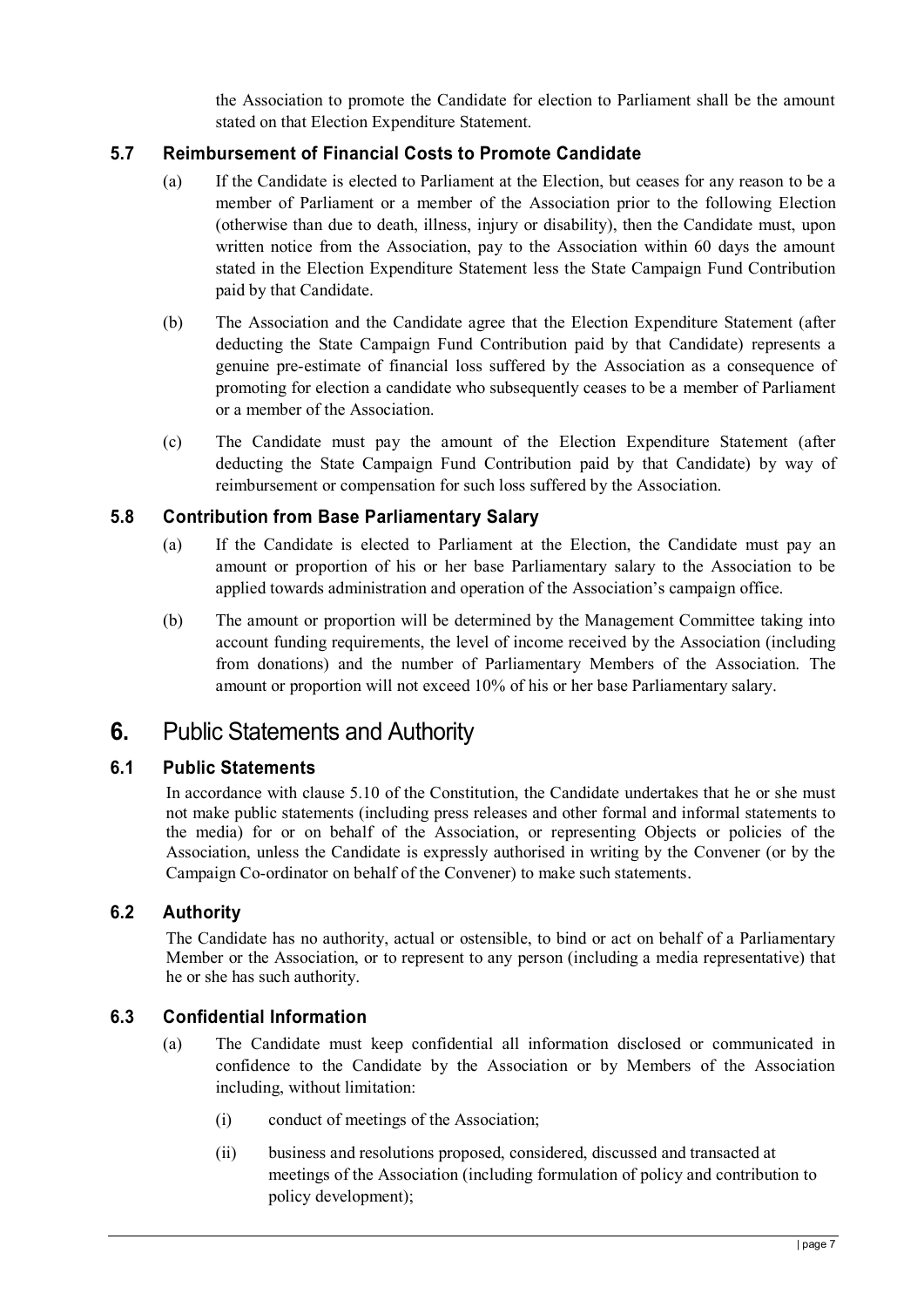the Association to promote the Candidate for election to Parliament shall be the amount stated on that Election Expenditure Statement.

### 5.7 Reimbursement of Financial Costs to Promote Candidate

(a) If the Candidate is elected to Parliament at the Election, but ceases for any reason to be a member of Parliament or a member of the Association prior to the following Election (otherwise than due to death, illness, injury or disability), then the Candidate must, upon written notice from the Association, pay to the Association within 60 days the amount stated in the Election Expenditure Statement less the State Campaign Fund Contribution paid by that Candidate.

(b) The Association and the Candidate agree that the Election Expenditure Statement (after deducting the State Campaign Fund Contribution paid by that Candidate) represents a genuine pre-estimate of financial loss suffered by the Association as a consequence of promoting for election a candidate who subsequently ceases to be a member of Parliament or a member of the Association.

(c) The Candidate must pay the amount of the Election Expenditure Statement (after deducting the State Campaign Fund Contribution paid by that Candidate) by way of reimbursement or compensation for such loss suffered by the Association.

### 5.8 Contribution from Base Parliamentary Salary

(a) If the Candidate is elected to Parliament at the Election, the Candidate must pay an amount or proportion of his or her base Parliamentary salary to the Association to be applied towards administration and operation of the Association's campaign office.

(b) The amount or proportion will be determined by the Management Committee taking into account funding requirements, the level of income received by the Association (including from donations) and the number of Parliamentary Members of the Association. The amount or proportion will not exceed 10% of his or her base Parliamentary salary.

## 6. Public Statements and Authority

### 6.1 Public Statements

In accordance with clause 5.10 of the Constitution, the Candidate undertakes that he or she must not make public statements (including press releases and other formal and informal statements to the media) for or on behalf of the Association, or representing Objects or policies of the Association, unless the Candidate is expressly authorised in writing by the Convener (or by the Campaign Co-ordinator on behalf of the Convener) to make such statements.

### 6.2 Authority

The Candidate has no authority, actual or ostensible, to bind or act on behalf of a Parliamentary Member or the Association, or to represent to any person (including a media representative) that he or she has such authority.

### 6.3 Confidential Information

(a) The Candidate must keep confidential all information disclosed or communicated in confidence to the Candidate by the Association or by Members of the Association including, without limitation:

(i) conduct of meetings of the Association;

(ii) business and resolutions proposed, considered, discussed and transacted at meetings of the Association (including formulation of policy and contribution to policy development);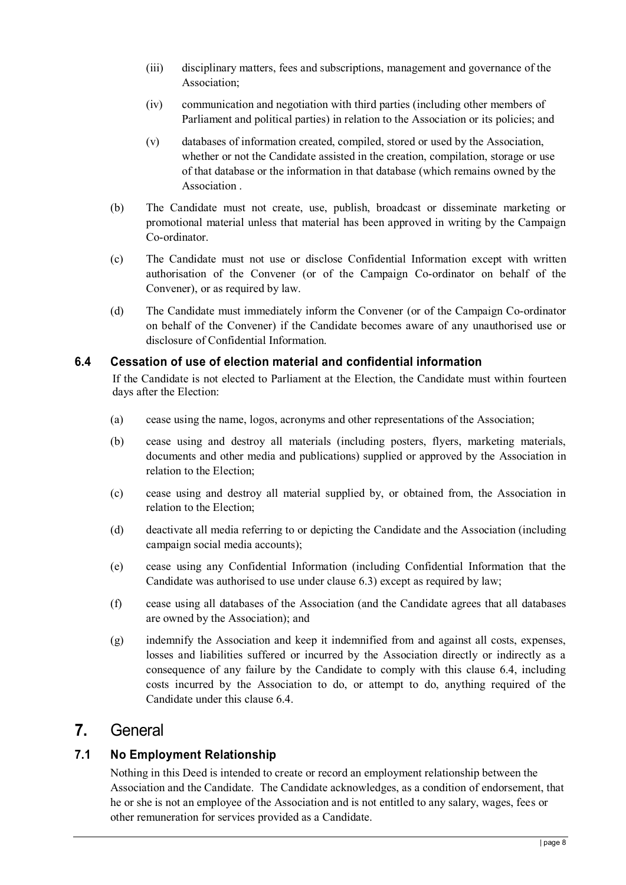(iii) disciplinary matters, fees and subscriptions, management and governance of the Association;

(iv) communication and negotiation with third parties (including other members of Parliament and political parties) in relation to the Association or its policies; and

(v) databases of information created, compiled, stored or used by the Association, whether or not the Candidate assisted in the creation, compilation, storage or use of that database or the information in that database (which remains owned by the Association .

(b) The Candidate must not create, use, publish, broadcast or disseminate marketing or promotional material unless that material has been approved in writing by the Campaign Co-ordinator.

(c) The Candidate must not use or disclose Confidential Information except with written authorisation of the Convener (or of the Campaign Co-ordinator on behalf of the Convener), or as required by law.

(d) The Candidate must immediately inform the Convener (or of the Campaign Co-ordinator on behalf of the Convener) if the Candidate becomes aware of any unauthorised use or disclosure of Confidential Information.

### 6.4 Cessation of use of election material and confidential information

If the Candidate is not elected to Parliament at the Election, the Candidate must within fourteen days after the Election:

(a) cease using the name, logos, acronyms and other representations of the Association;

(b) cease using and destroy all materials (including posters, flyers, marketing materials, documents and other media and publications) supplied or approved by the Association in relation to the Election;

(c) cease using and destroy all material supplied by, or obtained from, the Association in relation to the Election;

(d) deactivate all media referring to or depicting the Candidate and the Association (including campaign social media accounts);

(e) cease using any Confidential Information (including Confidential Information that the Candidate was authorised to use under clause 6.3) except as required by law;

(f) cease using all databases of the Association (and the Candidate agrees that all databases are owned by the Association); and

(g) indemnify the Association and keep it indemnified from and against all costs, expenses, losses and liabilities suffered or incurred by the Association directly or indirectly as a consequence of any failure by the Candidate to comply with this clause 6.4, including costs incurred by the Association to do, or attempt to do, anything required of the Candidate under this clause 6.4.

## 7. General

### 7.1 No Employment Relationship

Nothing in this Deed is intended to create or record an employment relationship between the Association and the Candidate. The Candidate acknowledges, as a condition of endorsement, that he or she is not an employee of the Association and is not entitled to any salary, wages, fees or other remuneration for services provided as a Candidate.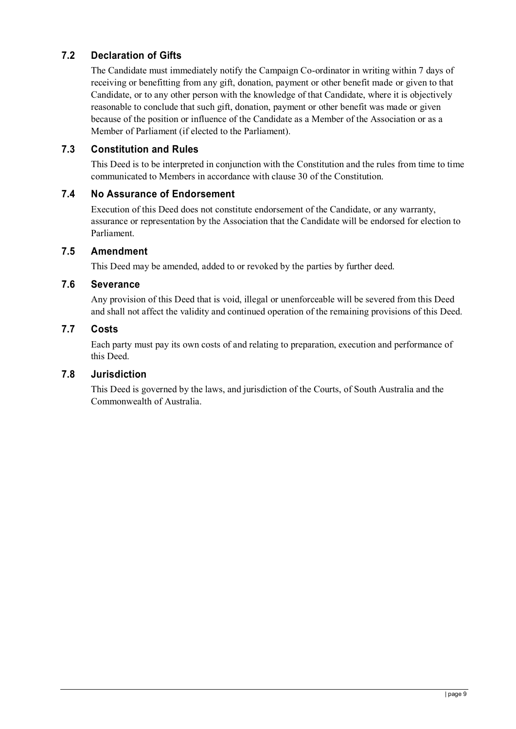### 7.2 Declaration of Gifts

The Candidate must immediately notify the Campaign Co-ordinator in writing within 7 days of receiving or benefitting from any gift, donation, payment or other benefit made or given to that Candidate, or to any other person with the knowledge of that Candidate, where it is objectively reasonable to conclude that such gift, donation, payment or other benefit was made or given because of the position or influence of the Candidate as a Member of the Association or as a Member of Parliament (if elected to the Parliament).

### 7.3 Constitution and Rules

This Deed is to be interpreted in conjunction with the Constitution and the rules from time to time communicated to Members in accordance with clause 30 of the Constitution.

### 7.4 No Assurance of Endorsement

Execution of this Deed does not constitute endorsement of the Candidate, or any warranty, assurance or representation by the Association that the Candidate will be endorsed for election to Parliament.

### 7.5 Amendment

This Deed may be amended, added to or revoked by the parties by further deed.

### 7.6 Severance

Any provision of this Deed that is void, illegal or unenforceable will be severed from this Deed and shall not affect the validity and continued operation of the remaining provisions of this Deed.

### 7.7 Costs

Each party must pay its own costs of and relating to preparation, execution and performance of this Deed.

### 7.8 Jurisdiction

This Deed is governed by the laws, and jurisdiction of the Courts, of South Australia and the Commonwealth of Australia.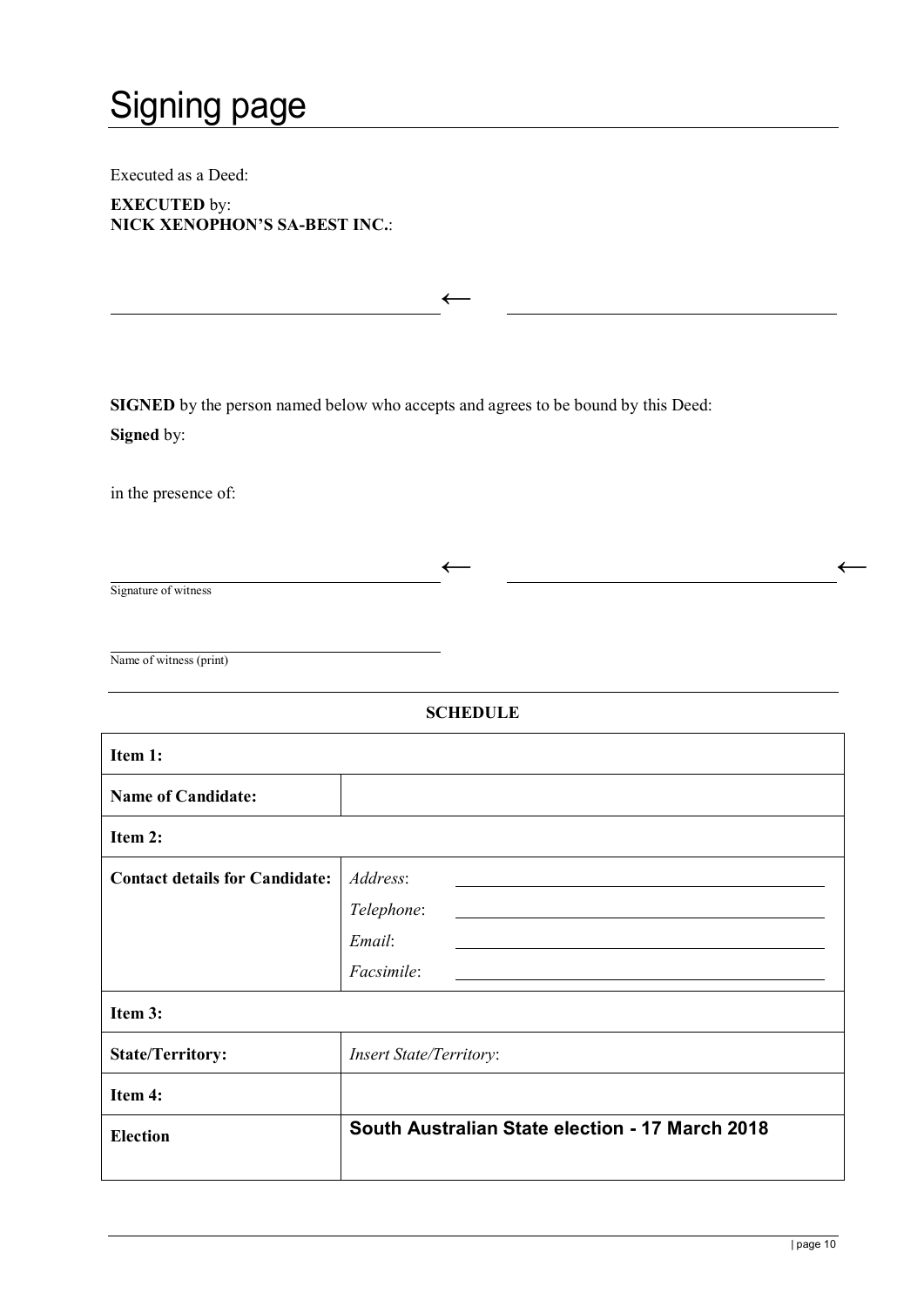# Signing page

Executed as a Deed:

**EXECUTED** by:
**NICK XENOPHON'S SA-BEST INC.**:

______________________________ ← ______________________________

**SIGNED** by the person named below who accepts and agrees to be bound by this Deed:

**Signed** by:

in the presence of:

______________________________ ← ______________________________ ←

Signature of witness

______________________________

Name of witness (print)

**SCHEDULE**

| | |
|---|---|
| **Item 1:** | |
| **Name of Candidate:** | |
| **Item 2:** | |
| **Contact details for Candidate:** | *Address*: ______________________________ <br> *Telephone*: ______________________________ <br> *Email*: ______________________________ <br> *Facsimile*: ______________________________ |
| **Item 3:** | |
| **State/Territory:** | *Insert State/Territory*: |
| **Item 4:** | |
| **Election** | **South Australian State election - 17 March 2018** |